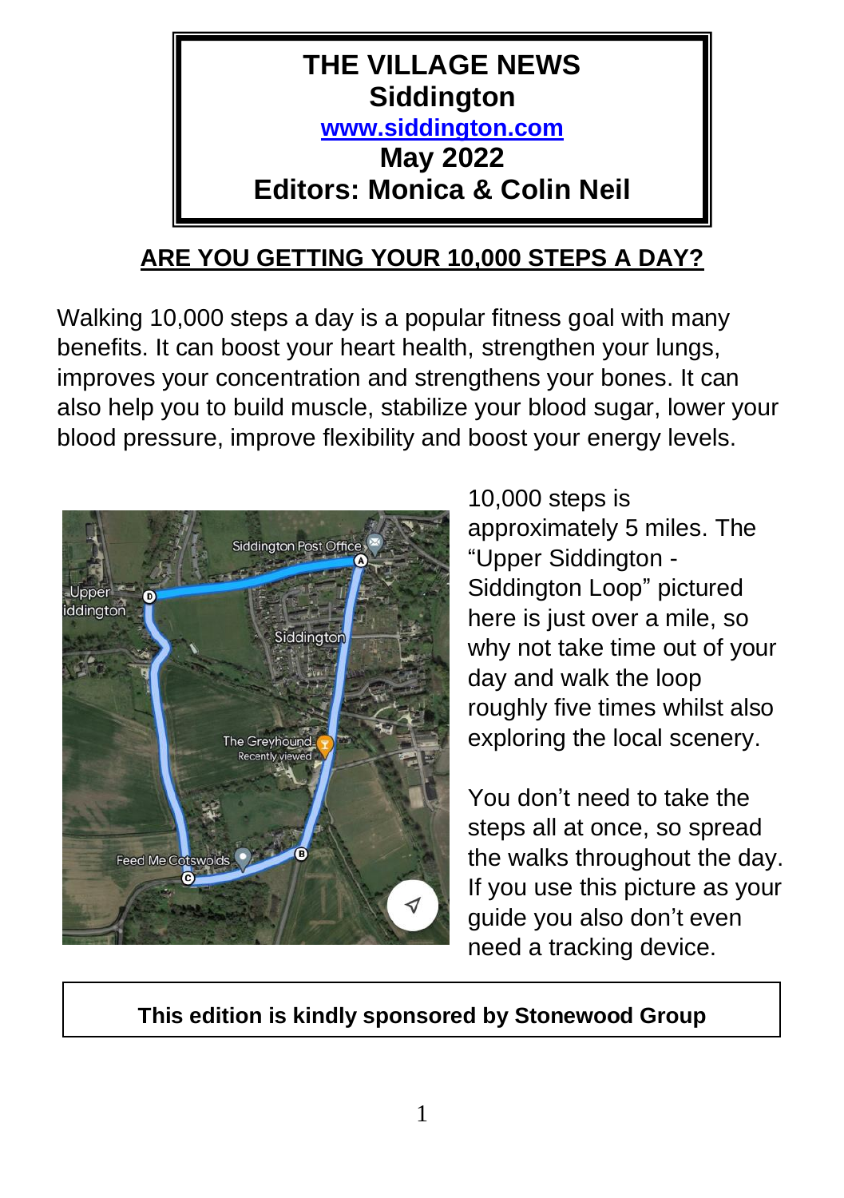# THE VILLAGE NEWS
## Siddington
[www.siddington.com](http://www.siddington.com)
## May 2022
## Editors: Monica & Colin Neil

## ARE YOU GETTING YOUR 10,000 STEPS A DAY?

Walking 10,000 steps a day is a popular fitness goal with many benefits. It can boost your heart health, strengthen your lungs, improves your concentration and strengthens your bones. It can also help you to build muscle, stabilize your blood sugar, lower your blood pressure, improve flexibility and boost your energy levels.

10,000 steps is approximately 5 miles. The "Upper Siddington - Siddington Loop" pictured here is just over a mile, so why not take time out of your day and walk the loop roughly five times whilst also exploring the local scenery.

You don't need to take the steps all at once, so spread the walks throughout the day. If you use this picture as your guide you also don't even need a tracking device.

**This edition is kindly sponsored by Stonewood Group**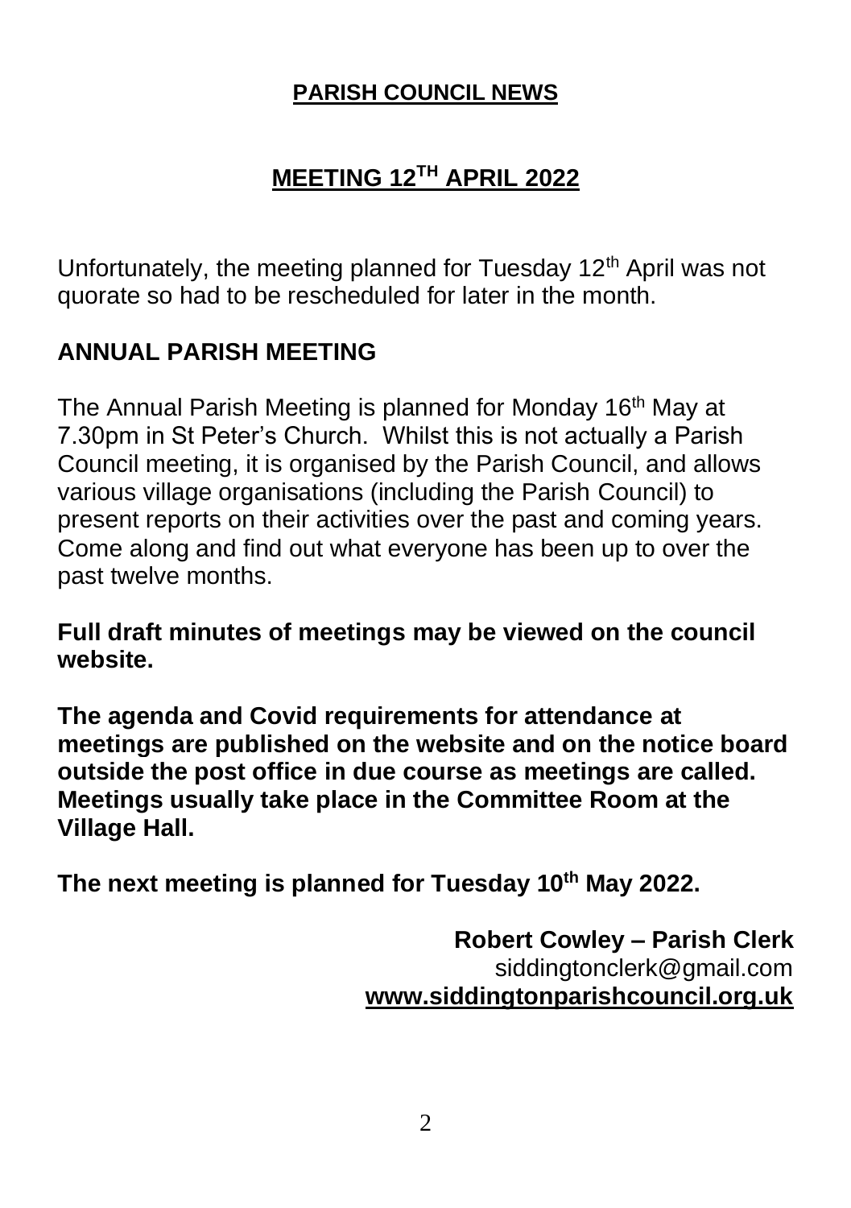# PARISH COUNCIL NEWS

## MEETING 12TH APRIL 2022

Unfortunately, the meeting planned for Tuesday 12th April was not quorate so had to be rescheduled for later in the month.

### ANNUAL PARISH MEETING

The Annual Parish Meeting is planned for Monday 16th May at 7.30pm in St Peter's Church. Whilst this is not actually a Parish Council meeting, it is organised by the Parish Council, and allows various village organisations (including the Parish Council) to present reports on their activities over the past and coming years. Come along and find out what everyone has been up to over the past twelve months.

**Full draft minutes of meetings may be viewed on the council website.**

**The agenda and Covid requirements for attendance at meetings are published on the website and on the notice board outside the post office in due course as meetings are called. Meetings usually take place in the Committee Room at the Village Hall.**

**The next meeting is planned for Tuesday 10th May 2022.**

**Robert Cowley – Parish Clerk**
siddingtonclerk@gmail.com
**www.siddingtonparishcouncil.org.uk**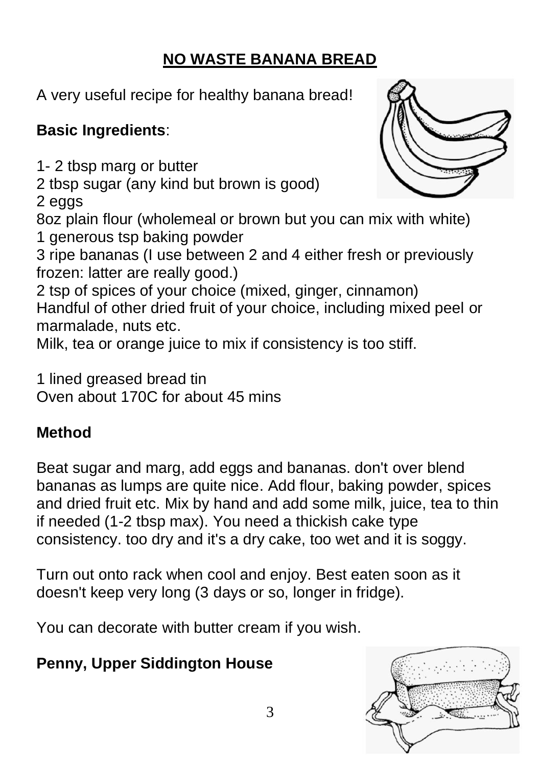# NO WASTE BANANA BREAD

A very useful recipe for healthy banana bread!

**Basic Ingredients**:

1- 2 tbsp marg or butter
2 tbsp sugar (any kind but brown is good)
2 eggs
8oz plain flour (wholemeal or brown but you can mix with white)
1 generous tsp baking powder
3 ripe bananas (I use between 2 and 4 either fresh or previously frozen: latter are really good.)
2 tsp of spices of your choice (mixed, ginger, cinnamon)
Handful of other dried fruit of your choice, including mixed peel or marmalade, nuts etc.
Milk, tea or orange juice to mix if consistency is too stiff.

1 lined greased bread tin
Oven about 170C for about 45 mins

## Method

Beat sugar and marg, add eggs and bananas. don't over blend bananas as lumps are quite nice. Add flour, baking powder, spices and dried fruit etc. Mix by hand and add some milk, juice, tea to thin if needed (1-2 tbsp max). You need a thickish cake type consistency. too dry and it's a dry cake, too wet and it is soggy.

Turn out onto rack when cool and enjoy. Best eaten soon as it doesn't keep very long (3 days or so, longer in fridge).

You can decorate with butter cream if you wish.

**Penny, Upper Siddington House**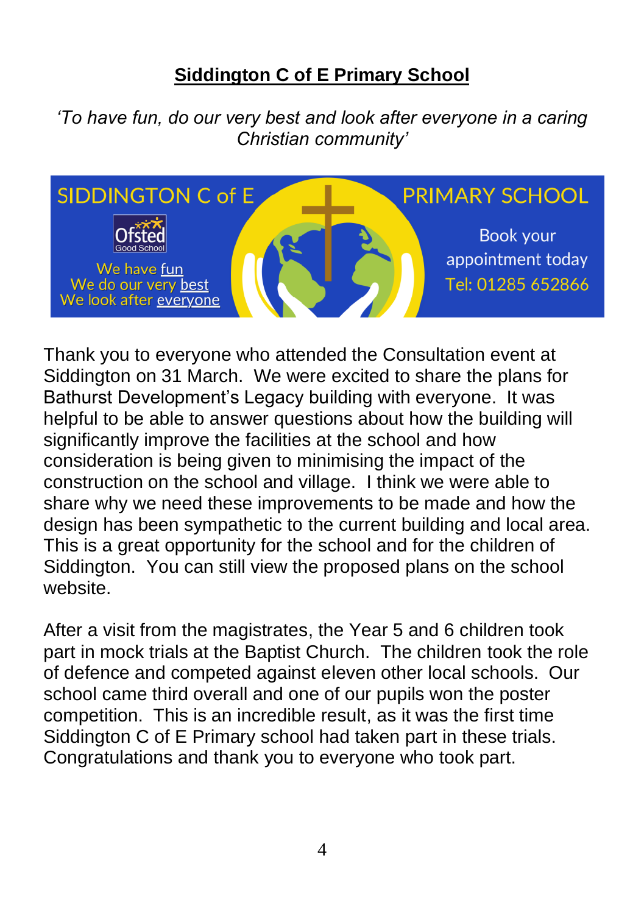## Siddington C of E Primary School

*'To have fun, do our very best and look after everyone in a caring Christian community'*

SIDDINGTON C of E PRIMARY SCHOOL

Ofsted Good School

We have fun
We do our very best
We look after everyone

Book your appointment today
Tel: 01285 652866

Thank you to everyone who attended the Consultation event at Siddington on 31 March. We were excited to share the plans for Bathurst Development's Legacy building with everyone. It was helpful to be able to answer questions about how the building will significantly improve the facilities at the school and how consideration is being given to minimising the impact of the construction on the school and village. I think we were able to share why we need these improvements to be made and how the design has been sympathetic to the current building and local area. This is a great opportunity for the school and for the children of Siddington. You can still view the proposed plans on the school website.

After a visit from the magistrates, the Year 5 and 6 children took part in mock trials at the Baptist Church. The children took the role of defence and competed against eleven other local schools. Our school came third overall and one of our pupils won the poster competition. This is an incredible result, as it was the first time Siddington C of E Primary school had taken part in these trials. Congratulations and thank you to everyone who took part.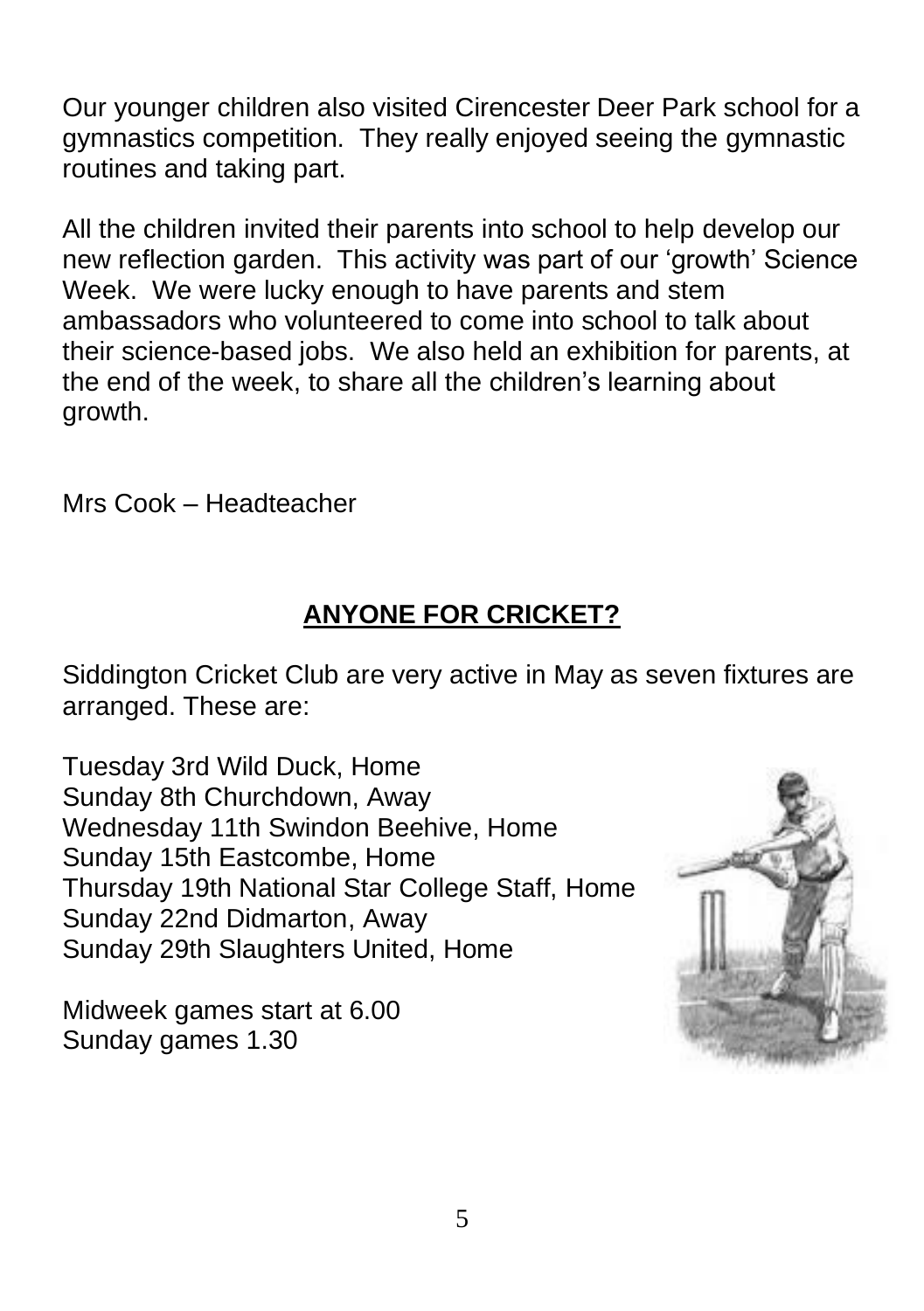Our younger children also visited Cirencester Deer Park school for a gymnastics competition.  They really enjoyed seeing the gymnastic routines and taking part.

All the children invited their parents into school to help develop our new reflection garden.  This activity was part of our 'growth' Science Week.  We were lucky enough to have parents and stem ambassadors who volunteered to come into school to talk about their science-based jobs.  We also held an exhibition for parents, at the end of the week, to share all the children's learning about growth.

Mrs Cook – Headteacher

## ANYONE FOR CRICKET?

Siddington Cricket Club are very active in May as seven fixtures are arranged. These are:

Tuesday 3rd Wild Duck, Home
Sunday 8th Churchdown, Away
Wednesday 11th Swindon Beehive, Home
Sunday 15th Eastcombe, Home
Thursday 19th National Star College Staff, Home
Sunday 22nd Didmarton, Away
Sunday 29th Slaughters United, Home

Midweek games start at 6.00
Sunday games 1.30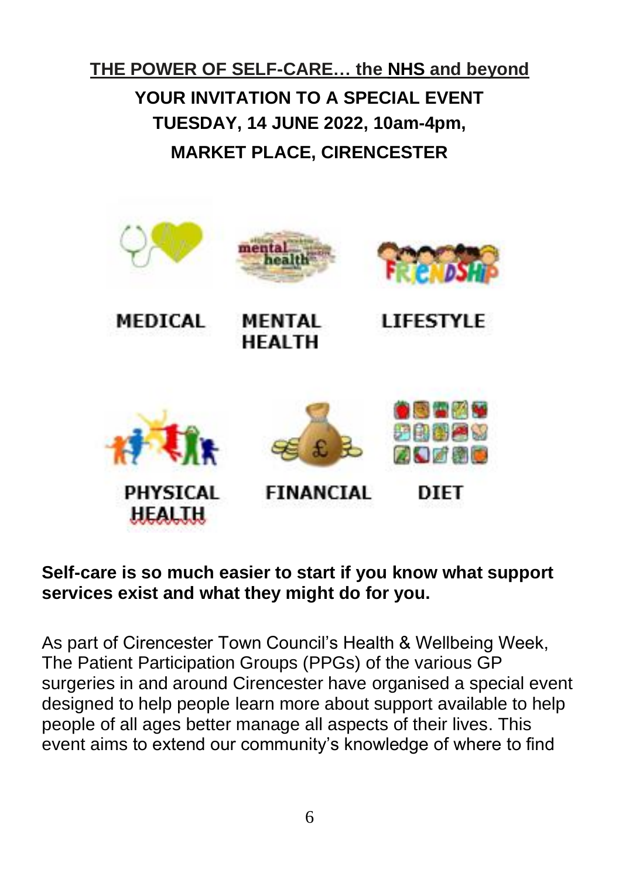## THE POWER OF SELF-CARE… the NHS and beyond

**YOUR INVITATION TO A SPECIAL EVENT**

**TUESDAY, 14 JUNE 2022, 10am-4pm,**

**MARKET PLACE, CIRENCESTER**

MEDICAL

MENTAL HEALTH

LIFESTYLE

PHYSICAL HEALTH

FINANCIAL

DIET

**Self-care is so much easier to start if you know what support services exist and what they might do for you.**

As part of Cirencester Town Council's Health & Wellbeing Week, The Patient Participation Groups (PPGs) of the various GP surgeries in and around Cirencester have organised a special event designed to help people learn more about support available to help people of all ages better manage all aspects of their lives. This event aims to extend our community's knowledge of where to find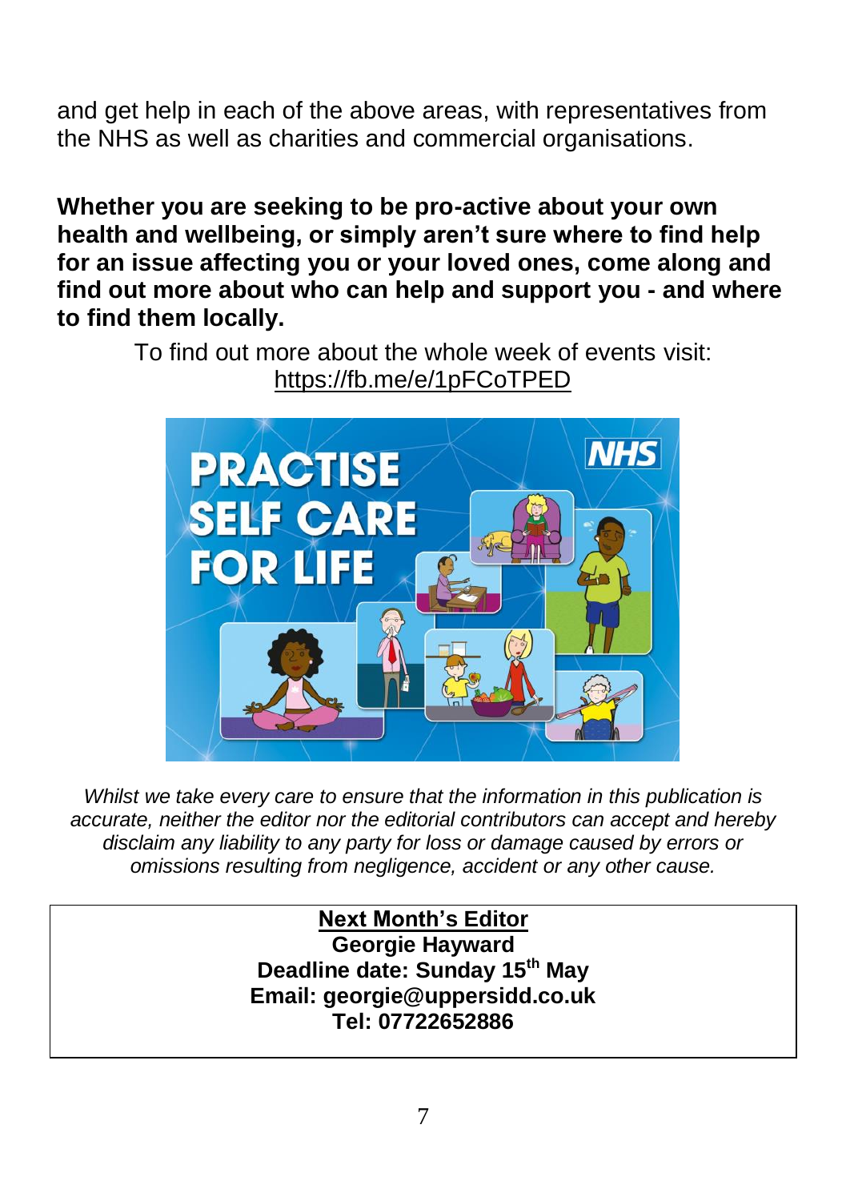and get help in each of the above areas, with representatives from the NHS as well as charities and commercial organisations.

**Whether you are seeking to be pro-active about your own health and wellbeing, or simply aren't sure where to find help for an issue affecting you or your loved ones, come along and find out more about who can help and support you - and where to find them locally.**

To find out more about the whole week of events visit: https://fb.me/e/1pFCoTPED

*Whilst we take every care to ensure that the information in this publication is accurate, neither the editor nor the editorial contributors can accept and hereby disclaim any liability to any party for loss or damage caused by errors or omissions resulting from negligence, accident or any other cause.*

**Next Month's Editor**
**Georgie Hayward**
**Deadline date: Sunday 15th May**
**Email: georgie@uppersidd.co.uk**
**Tel: 07722652886**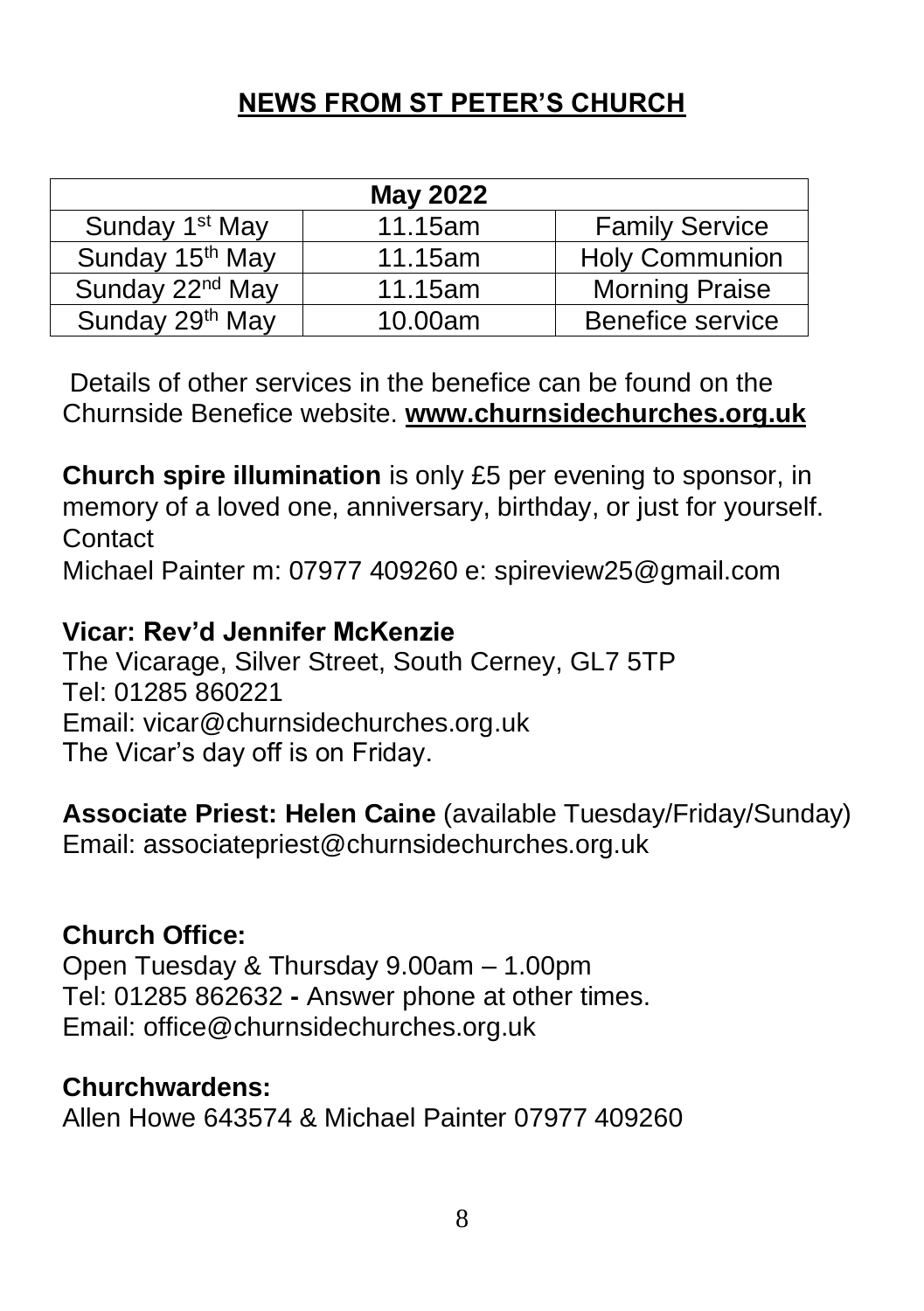## NEWS FROM ST PETER'S CHURCH

| May 2022 | | |
|---|---|---|
| Sunday 1st May | 11.15am | Family Service |
| Sunday 15th May | 11.15am | Holy Communion |
| Sunday 22nd May | 11.15am | Morning Praise |
| Sunday 29th May | 10.00am | Benefice service |

Details of other services in the benefice can be found on the Churnside Benefice website. **www.churnsidechurches.org.uk**

**Church spire illumination** is only £5 per evening to sponsor, in memory of a loved one, anniversary, birthday, or just for yourself. Contact
Michael Painter m: 07977 409260 e: spireview25@gmail.com

**Vicar: Rev'd Jennifer McKenzie**
The Vicarage, Silver Street, South Cerney, GL7 5TP
Tel: 01285 860221
Email: vicar@churnsidechurches.org.uk
The Vicar's day off is on Friday.

**Associate Priest: Helen Caine** (available Tuesday/Friday/Sunday)
Email: associatepriest@churnsidechurches.org.uk

**Church Office:**
Open Tuesday & Thursday 9.00am – 1.00pm
Tel: 01285 862632 **-** Answer phone at other times.
Email: office@churnsidechurches.org.uk

**Churchwardens:**
Allen Howe 643574 & Michael Painter 07977 409260